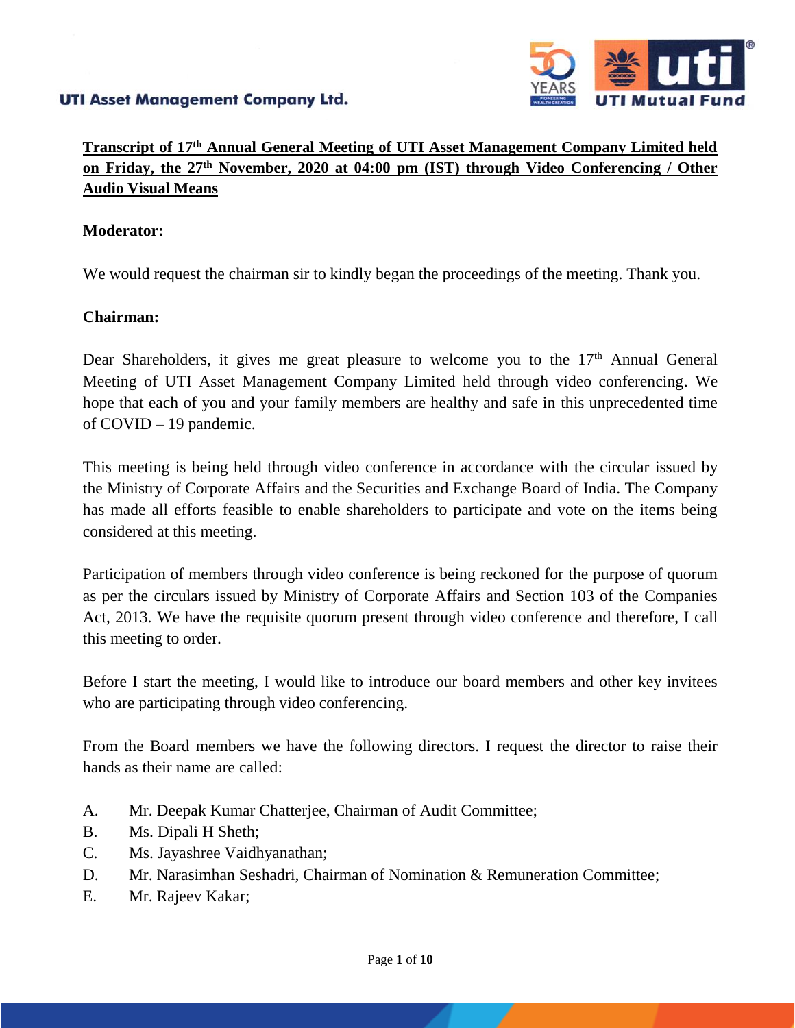**Transcript of 17th Annual General Meeting of UTI Asset Management Company Limited held on Friday, the 27th November, 2020 at 04:00 pm (IST) through Video Conferencing / Other Audio Visual Means**

**Moderator:**

We would request the chairman sir to kindly began the proceedings of the meeting. Thank you.

**Chairman:**

Dear Shareholders, it gives me great pleasure to welcome you to the 17th Annual General Meeting of UTI Asset Management Company Limited held through video conferencing. We hope that each of you and your family members are healthy and safe in this unprecedented time of COVID – 19 pandemic.

This meeting is being held through video conference in accordance with the circular issued by the Ministry of Corporate Affairs and the Securities and Exchange Board of India. The Company has made all efforts feasible to enable shareholders to participate and vote on the items being considered at this meeting.

Participation of members through video conference is being reckoned for the purpose of quorum as per the circulars issued by Ministry of Corporate Affairs and Section 103 of the Companies Act, 2013. We have the requisite quorum present through video conference and therefore, I call this meeting to order.

Before I start the meeting, I would like to introduce our board members and other key invitees who are participating through video conferencing.

From the Board members we have the following directors. I request the director to raise their hands as their name are called:

A. Mr. Deepak Kumar Chatterjee, Chairman of Audit Committee;
B. Ms. Dipali H Sheth;
C. Ms. Jayashree Vaidhyanathan;
D. Mr. Narasimhan Seshadri, Chairman of Nomination & Remuneration Committee;
E. Mr. Rajeev Kakar;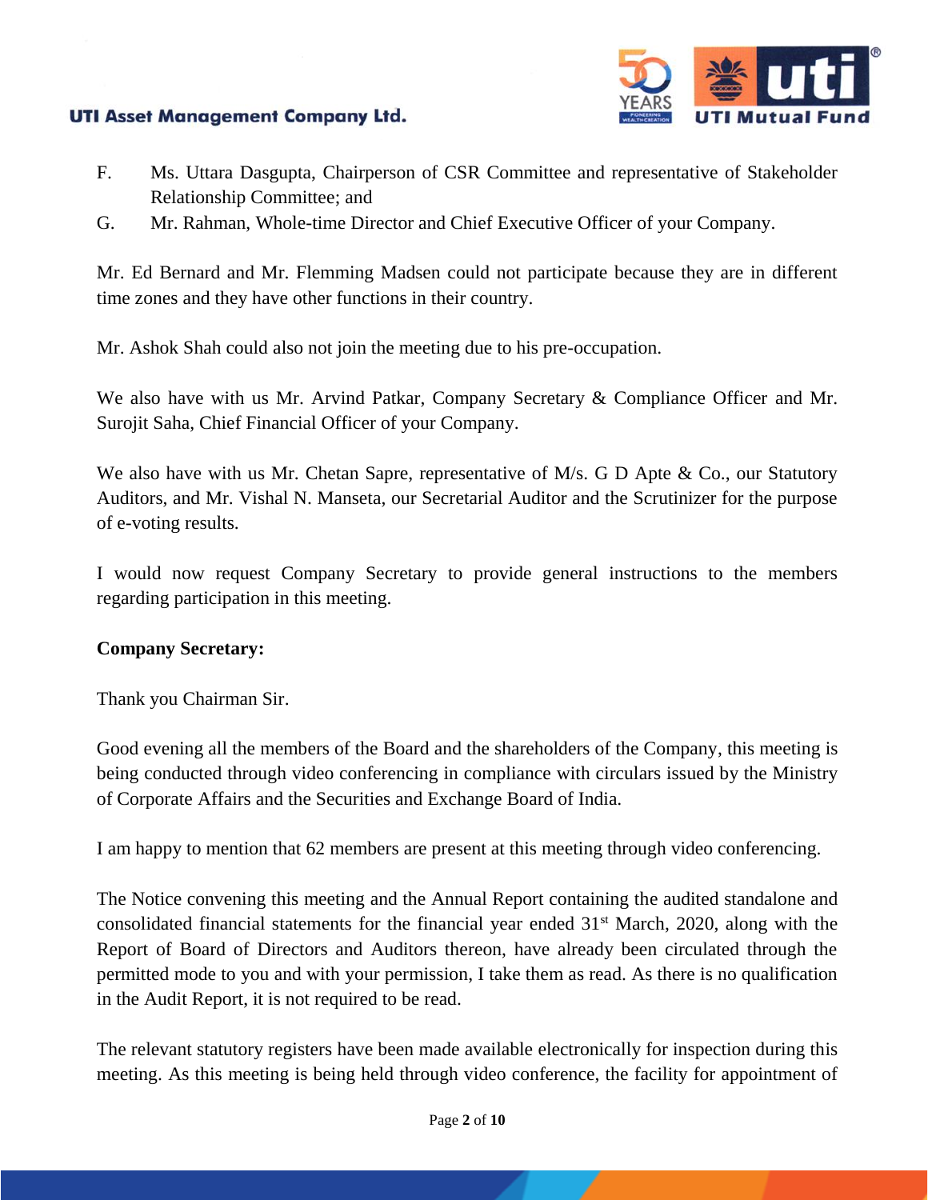F. Ms. Uttara Dasgupta, Chairperson of CSR Committee and representative of Stakeholder Relationship Committee; and

G. Mr. Rahman, Whole-time Director and Chief Executive Officer of your Company.

Mr. Ed Bernard and Mr. Flemming Madsen could not participate because they are in different time zones and they have other functions in their country.

Mr. Ashok Shah could also not join the meeting due to his pre-occupation.

We also have with us Mr. Arvind Patkar, Company Secretary & Compliance Officer and Mr. Surojit Saha, Chief Financial Officer of your Company.

We also have with us Mr. Chetan Sapre, representative of M/s. G D Apte & Co., our Statutory Auditors, and Mr. Vishal N. Manseta, our Secretarial Auditor and the Scrutinizer for the purpose of e-voting results.

I would now request Company Secretary to provide general instructions to the members regarding participation in this meeting.

**Company Secretary:**

Thank you Chairman Sir.

Good evening all the members of the Board and the shareholders of the Company, this meeting is being conducted through video conferencing in compliance with circulars issued by the Ministry of Corporate Affairs and the Securities and Exchange Board of India.

I am happy to mention that 62 members are present at this meeting through video conferencing.

The Notice convening this meeting and the Annual Report containing the audited standalone and consolidated financial statements for the financial year ended 31st March, 2020, along with the Report of Board of Directors and Auditors thereon, have already been circulated through the permitted mode to you and with your permission, I take them as read. As there is no qualification in the Audit Report, it is not required to be read.

The relevant statutory registers have been made available electronically for inspection during this meeting. As this meeting is being held through video conference, the facility for appointment of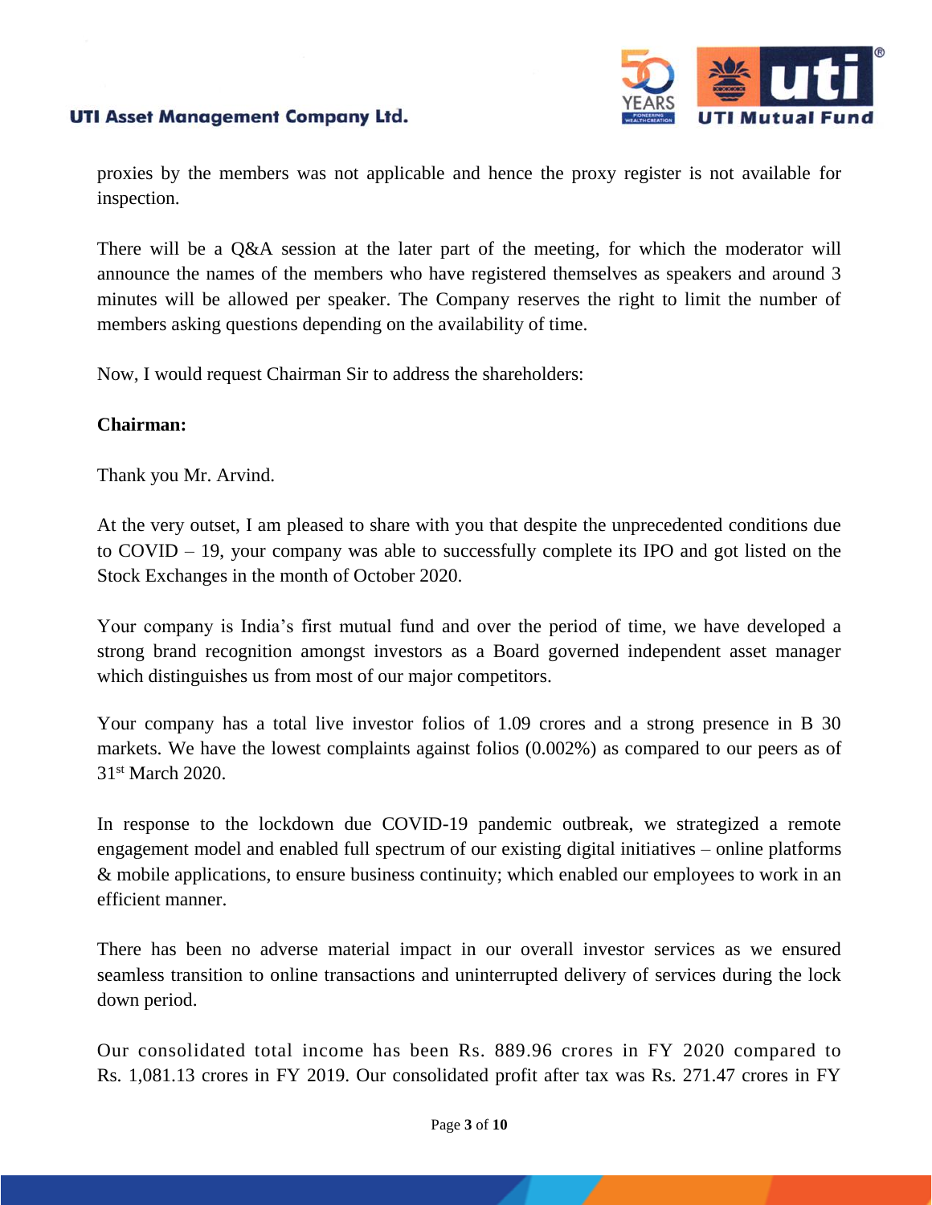proxies by the members was not applicable and hence the proxy register is not available for inspection.

There will be a Q&A session at the later part of the meeting, for which the moderator will announce the names of the members who have registered themselves as speakers and around 3 minutes will be allowed per speaker. The Company reserves the right to limit the number of members asking questions depending on the availability of time.

Now, I would request Chairman Sir to address the shareholders:

**Chairman:**

Thank you Mr. Arvind.

At the very outset, I am pleased to share with you that despite the unprecedented conditions due to COVID – 19, your company was able to successfully complete its IPO and got listed on the Stock Exchanges in the month of October 2020.

Your company is India's first mutual fund and over the period of time, we have developed a strong brand recognition amongst investors as a Board governed independent asset manager which distinguishes us from most of our major competitors.

Your company has a total live investor folios of 1.09 crores and a strong presence in B 30 markets. We have the lowest complaints against folios (0.002%) as compared to our peers as of 31st March 2020.

In response to the lockdown due COVID-19 pandemic outbreak, we strategized a remote engagement model and enabled full spectrum of our existing digital initiatives – online platforms & mobile applications, to ensure business continuity; which enabled our employees to work in an efficient manner.

There has been no adverse material impact in our overall investor services as we ensured seamless transition to online transactions and uninterrupted delivery of services during the lock down period.

Our consolidated total income has been Rs. 889.96 crores in FY 2020 compared to Rs. 1,081.13 crores in FY 2019. Our consolidated profit after tax was Rs. 271.47 crores in FY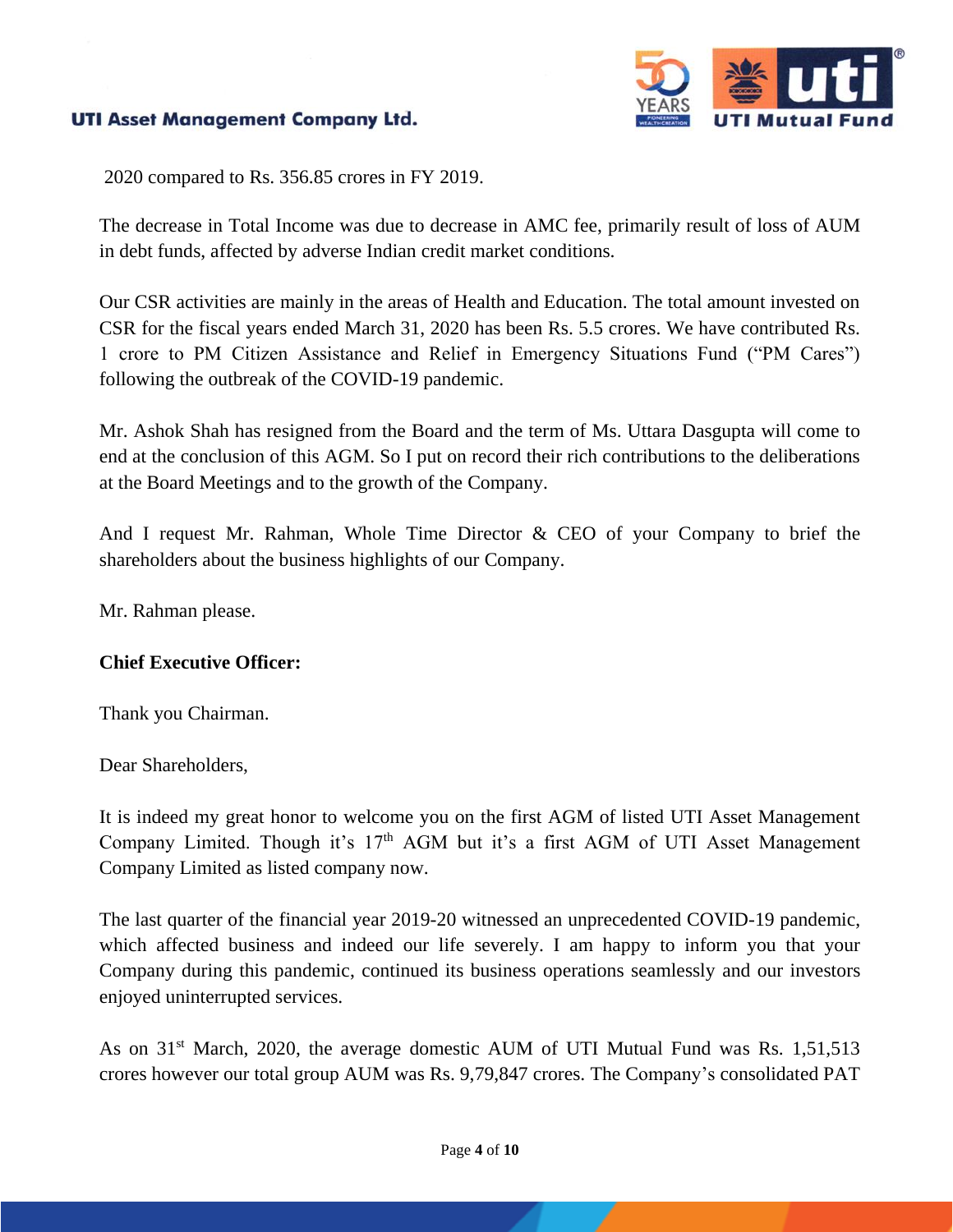2020 compared to Rs. 356.85 crores in FY 2019.

The decrease in Total Income was due to decrease in AMC fee, primarily result of loss of AUM in debt funds, affected by adverse Indian credit market conditions.

Our CSR activities are mainly in the areas of Health and Education. The total amount invested on CSR for the fiscal years ended March 31, 2020 has been Rs. 5.5 crores. We have contributed Rs. 1 crore to PM Citizen Assistance and Relief in Emergency Situations Fund ("PM Cares") following the outbreak of the COVID-19 pandemic.

Mr. Ashok Shah has resigned from the Board and the term of Ms. Uttara Dasgupta will come to end at the conclusion of this AGM. So I put on record their rich contributions to the deliberations at the Board Meetings and to the growth of the Company.

And I request Mr. Rahman, Whole Time Director & CEO of your Company to brief the shareholders about the business highlights of our Company.

Mr. Rahman please.

**Chief Executive Officer:**

Thank you Chairman.

Dear Shareholders,

It is indeed my great honor to welcome you on the first AGM of listed UTI Asset Management Company Limited. Though it's 17th AGM but it's a first AGM of UTI Asset Management Company Limited as listed company now.

The last quarter of the financial year 2019-20 witnessed an unprecedented COVID-19 pandemic, which affected business and indeed our life severely. I am happy to inform you that your Company during this pandemic, continued its business operations seamlessly and our investors enjoyed uninterrupted services.

As on 31st March, 2020, the average domestic AUM of UTI Mutual Fund was Rs. 1,51,513 crores however our total group AUM was Rs. 9,79,847 crores. The Company's consolidated PAT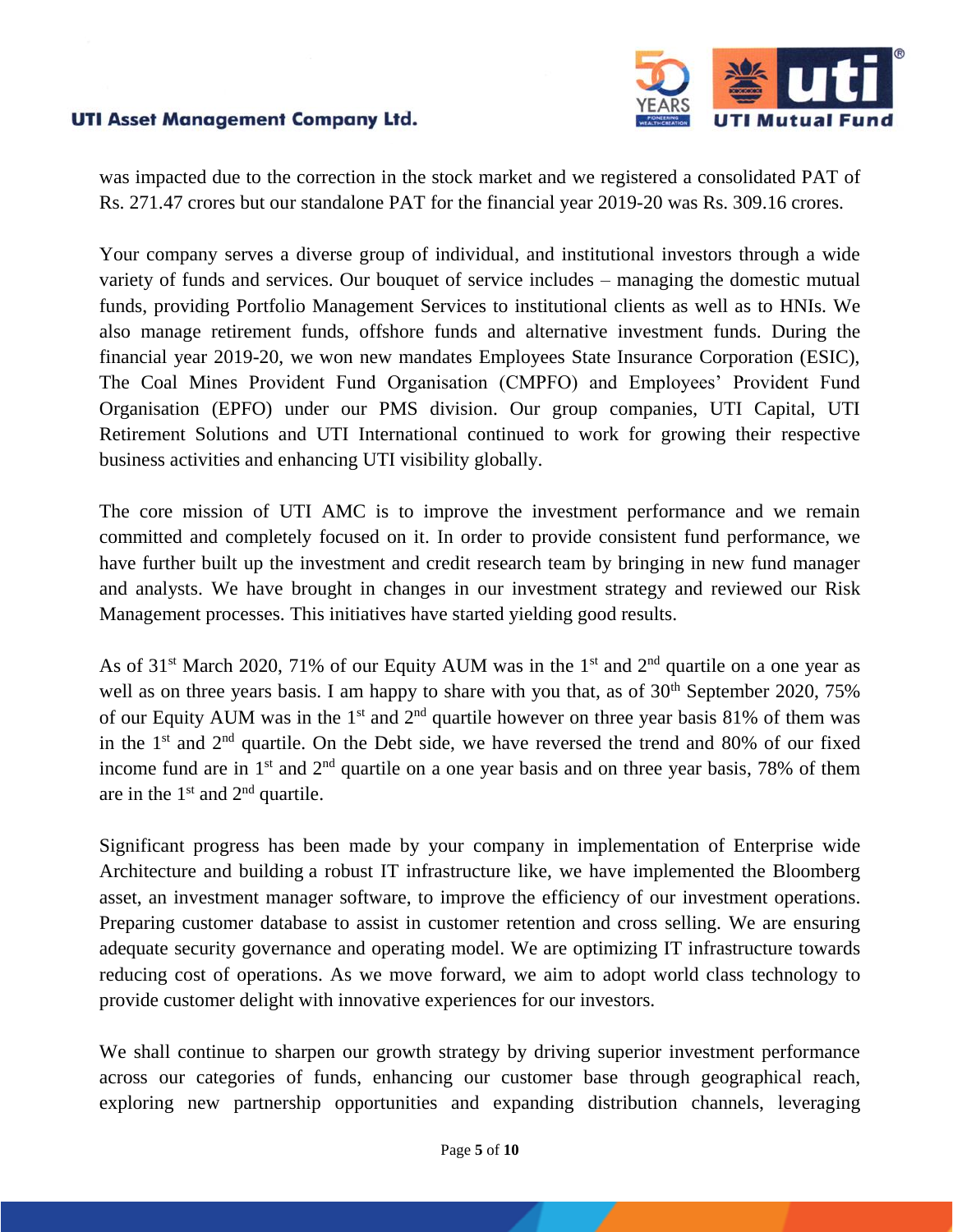was impacted due to the correction in the stock market and we registered a consolidated PAT of Rs. 271.47 crores but our standalone PAT for the financial year 2019-20 was Rs. 309.16 crores.

Your company serves a diverse group of individual, and institutional investors through a wide variety of funds and services. Our bouquet of service includes – managing the domestic mutual funds, providing Portfolio Management Services to institutional clients as well as to HNIs. We also manage retirement funds, offshore funds and alternative investment funds. During the financial year 2019-20, we won new mandates Employees State Insurance Corporation (ESIC), The Coal Mines Provident Fund Organisation (CMPFO) and Employees' Provident Fund Organisation (EPFO) under our PMS division. Our group companies, UTI Capital, UTI Retirement Solutions and UTI International continued to work for growing their respective business activities and enhancing UTI visibility globally.

The core mission of UTI AMC is to improve the investment performance and we remain committed and completely focused on it. In order to provide consistent fund performance, we have further built up the investment and credit research team by bringing in new fund manager and analysts. We have brought in changes in our investment strategy and reviewed our Risk Management processes. This initiatives have started yielding good results.

As of 31st March 2020, 71% of our Equity AUM was in the 1st and 2nd quartile on a one year as well as on three years basis. I am happy to share with you that, as of 30th September 2020, 75% of our Equity AUM was in the 1st and 2nd quartile however on three year basis 81% of them was in the 1st and 2nd quartile. On the Debt side, we have reversed the trend and 80% of our fixed income fund are in 1st and 2nd quartile on a one year basis and on three year basis, 78% of them are in the 1st and 2nd quartile.

Significant progress has been made by your company in implementation of Enterprise wide Architecture and building a robust IT infrastructure like, we have implemented the Bloomberg asset, an investment manager software, to improve the efficiency of our investment operations. Preparing customer database to assist in customer retention and cross selling. We are ensuring adequate security governance and operating model. We are optimizing IT infrastructure towards reducing cost of operations. As we move forward, we aim to adopt world class technology to provide customer delight with innovative experiences for our investors.

We shall continue to sharpen our growth strategy by driving superior investment performance across our categories of funds, enhancing our customer base through geographical reach, exploring new partnership opportunities and expanding distribution channels, leveraging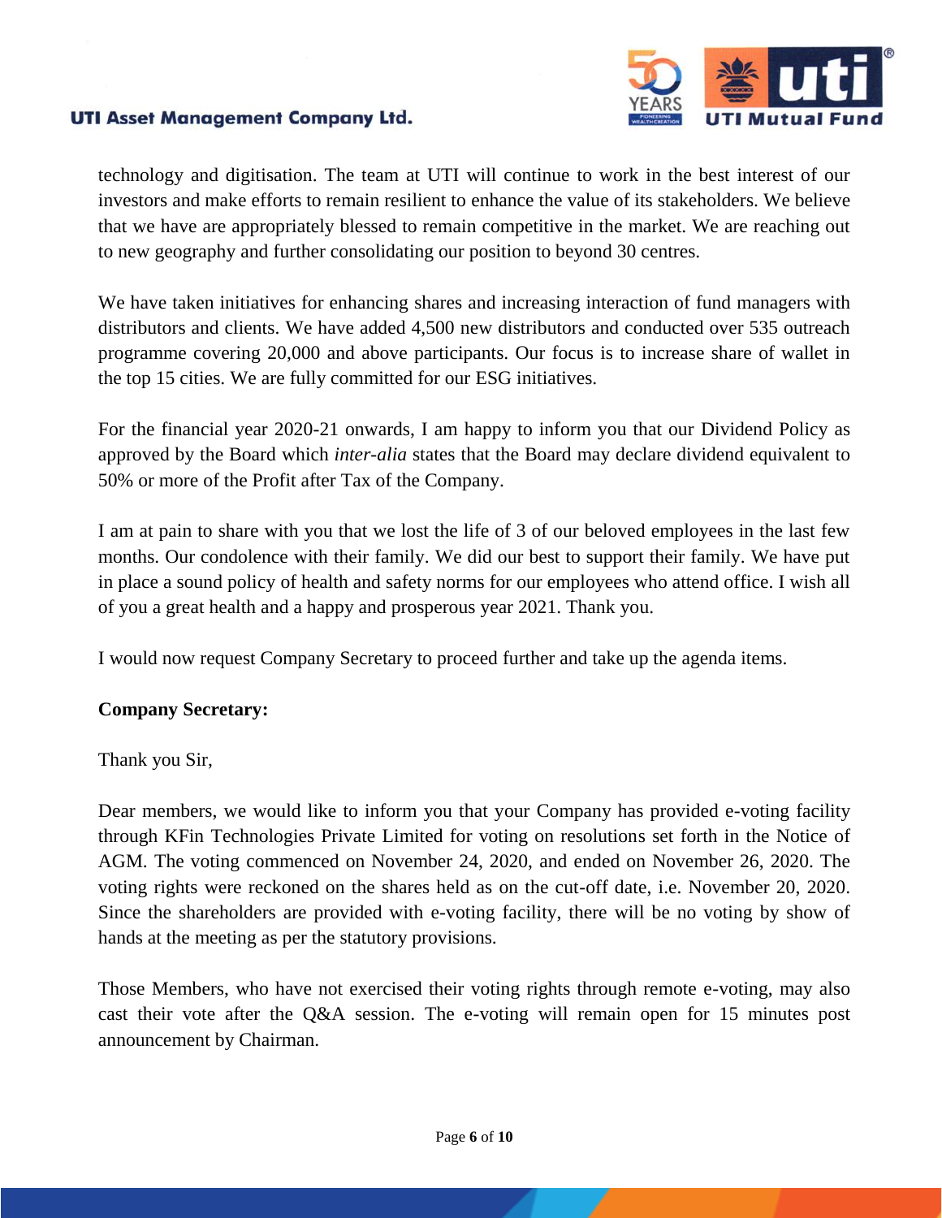technology and digitisation. The team at UTI will continue to work in the best interest of our investors and make efforts to remain resilient to enhance the value of its stakeholders. We believe that we have are appropriately blessed to remain competitive in the market. We are reaching out to new geography and further consolidating our position to beyond 30 centres.

We have taken initiatives for enhancing shares and increasing interaction of fund managers with distributors and clients. We have added 4,500 new distributors and conducted over 535 outreach programme covering 20,000 and above participants. Our focus is to increase share of wallet in the top 15 cities. We are fully committed for our ESG initiatives.

For the financial year 2020-21 onwards, I am happy to inform you that our Dividend Policy as approved by the Board which *inter-alia* states that the Board may declare dividend equivalent to 50% or more of the Profit after Tax of the Company.

I am at pain to share with you that we lost the life of 3 of our beloved employees in the last few months. Our condolence with their family. We did our best to support their family. We have put in place a sound policy of health and safety norms for our employees who attend office. I wish all of you a great health and a happy and prosperous year 2021. Thank you.

I would now request Company Secretary to proceed further and take up the agenda items.

**Company Secretary:**

Thank you Sir,

Dear members, we would like to inform you that your Company has provided e-voting facility through KFin Technologies Private Limited for voting on resolutions set forth in the Notice of AGM. The voting commenced on November 24, 2020, and ended on November 26, 2020. The voting rights were reckoned on the shares held as on the cut-off date, i.e. November 20, 2020. Since the shareholders are provided with e-voting facility, there will be no voting by show of hands at the meeting as per the statutory provisions.

Those Members, who have not exercised their voting rights through remote e-voting, may also cast their vote after the Q&A session. The e-voting will remain open for 15 minutes post announcement by Chairman.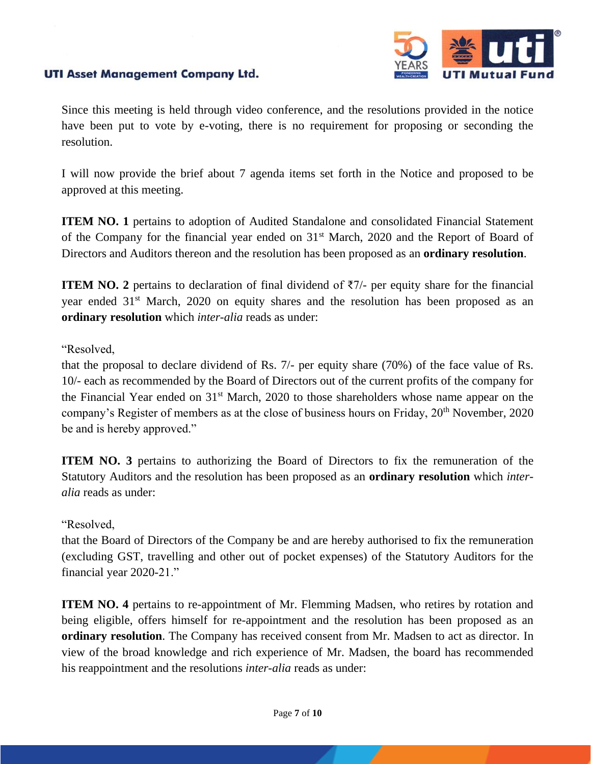Since this meeting is held through video conference, and the resolutions provided in the notice have been put to vote by e-voting, there is no requirement for proposing or seconding the resolution.

I will now provide the brief about 7 agenda items set forth in the Notice and proposed to be approved at this meeting.

**ITEM NO. 1** pertains to adoption of Audited Standalone and consolidated Financial Statement of the Company for the financial year ended on 31st March, 2020 and the Report of Board of Directors and Auditors thereon and the resolution has been proposed as an **ordinary resolution**.

**ITEM NO. 2** pertains to declaration of final dividend of ₹7/- per equity share for the financial year ended 31st March, 2020 on equity shares and the resolution has been proposed as an **ordinary resolution** which *inter-alia* reads as under:

"Resolved,
that the proposal to declare dividend of Rs. 7/- per equity share (70%) of the face value of Rs. 10/- each as recommended by the Board of Directors out of the current profits of the company for the Financial Year ended on 31st March, 2020 to those shareholders whose name appear on the company's Register of members as at the close of business hours on Friday, 20th November, 2020 be and is hereby approved."

**ITEM NO. 3** pertains to authorizing the Board of Directors to fix the remuneration of the Statutory Auditors and the resolution has been proposed as an **ordinary resolution** which *inter-alia* reads as under:

"Resolved,
that the Board of Directors of the Company be and are hereby authorised to fix the remuneration (excluding GST, travelling and other out of pocket expenses) of the Statutory Auditors for the financial year 2020-21."

**ITEM NO. 4** pertains to re-appointment of Mr. Flemming Madsen, who retires by rotation and being eligible, offers himself for re-appointment and the resolution has been proposed as an **ordinary resolution**. The Company has received consent from Mr. Madsen to act as director. In view of the broad knowledge and rich experience of Mr. Madsen, the board has recommended his reappointment and the resolutions *inter-alia* reads as under: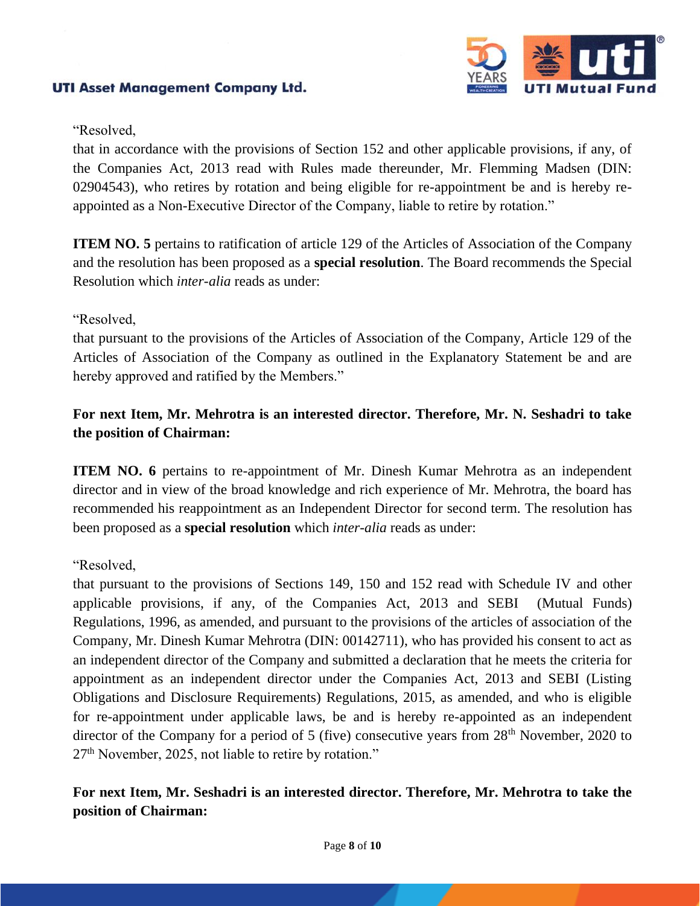"Resolved,
that in accordance with the provisions of Section 152 and other applicable provisions, if any, of the Companies Act, 2013 read with Rules made thereunder, Mr. Flemming Madsen (DIN: 02904543), who retires by rotation and being eligible for re-appointment be and is hereby re-appointed as a Non-Executive Director of the Company, liable to retire by rotation."

**ITEM NO. 5** pertains to ratification of article 129 of the Articles of Association of the Company and the resolution has been proposed as a **special resolution**. The Board recommends the Special Resolution which *inter-alia* reads as under:

"Resolved,
that pursuant to the provisions of the Articles of Association of the Company, Article 129 of the Articles of Association of the Company as outlined in the Explanatory Statement be and are hereby approved and ratified by the Members."

**For next Item, Mr. Mehrotra is an interested director. Therefore, Mr. N. Seshadri to take the position of Chairman:**

**ITEM NO. 6** pertains to re-appointment of Mr. Dinesh Kumar Mehrotra as an independent director and in view of the broad knowledge and rich experience of Mr. Mehrotra, the board has recommended his reappointment as an Independent Director for second term. The resolution has been proposed as a **special resolution** which *inter-alia* reads as under:

"Resolved,
that pursuant to the provisions of Sections 149, 150 and 152 read with Schedule IV and other applicable provisions, if any, of the Companies Act, 2013 and SEBI (Mutual Funds) Regulations, 1996, as amended, and pursuant to the provisions of the articles of association of the Company, Mr. Dinesh Kumar Mehrotra (DIN: 00142711), who has provided his consent to act as an independent director of the Company and submitted a declaration that he meets the criteria for appointment as an independent director under the Companies Act, 2013 and SEBI (Listing Obligations and Disclosure Requirements) Regulations, 2015, as amended, and who is eligible for re-appointment under applicable laws, be and is hereby re-appointed as an independent director of the Company for a period of 5 (five) consecutive years from 28th November, 2020 to 27th November, 2025, not liable to retire by rotation."

**For next Item, Mr. Seshadri is an interested director. Therefore, Mr. Mehrotra to take the position of Chairman:**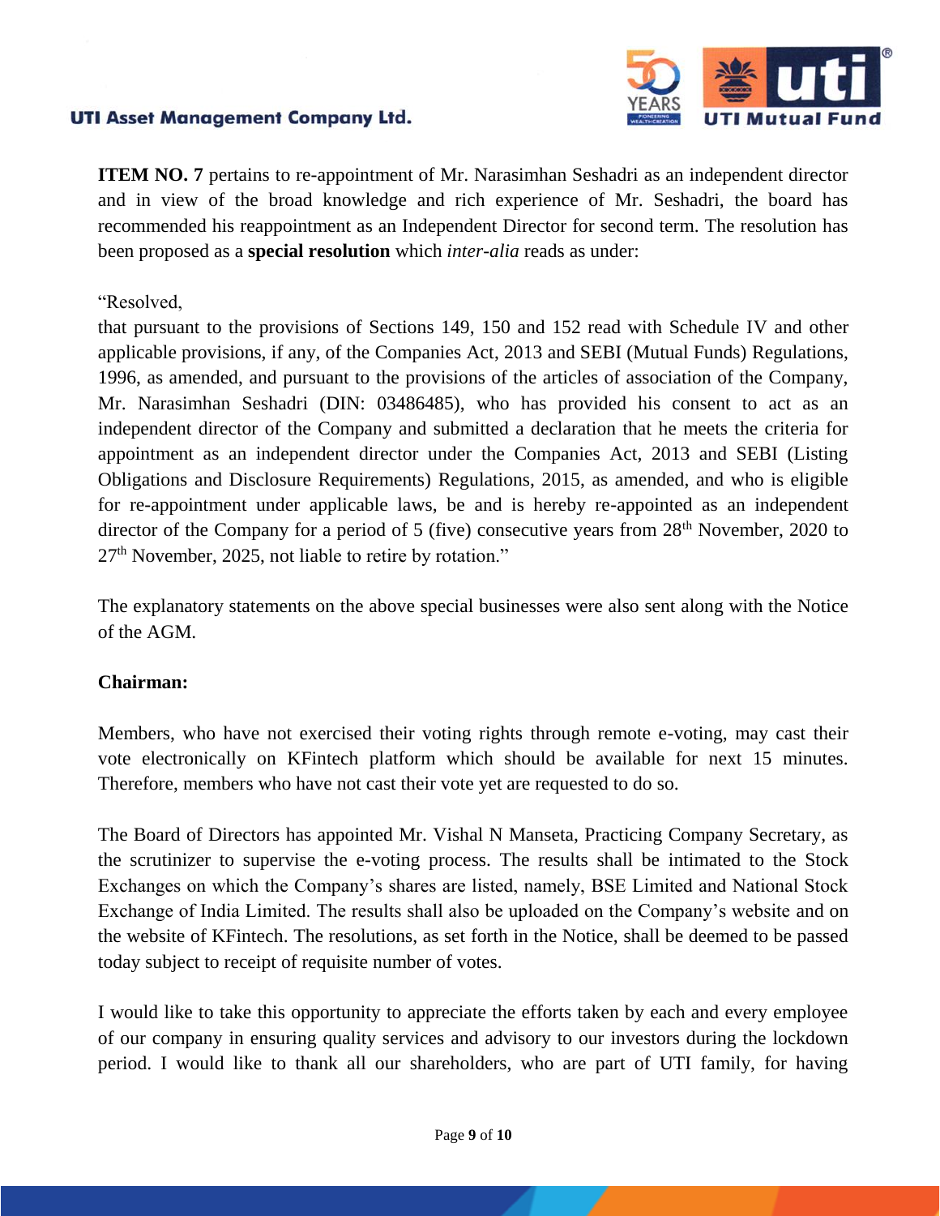**ITEM NO. 7** pertains to re-appointment of Mr. Narasimhan Seshadri as an independent director and in view of the broad knowledge and rich experience of Mr. Seshadri, the board has recommended his reappointment as an Independent Director for second term. The resolution has been proposed as a **special resolution** which *inter-alia* reads as under:

"Resolved,
that pursuant to the provisions of Sections 149, 150 and 152 read with Schedule IV and other applicable provisions, if any, of the Companies Act, 2013 and SEBI (Mutual Funds) Regulations, 1996, as amended, and pursuant to the provisions of the articles of association of the Company, Mr. Narasimhan Seshadri (DIN: 03486485), who has provided his consent to act as an independent director of the Company and submitted a declaration that he meets the criteria for appointment as an independent director under the Companies Act, 2013 and SEBI (Listing Obligations and Disclosure Requirements) Regulations, 2015, as amended, and who is eligible for re-appointment under applicable laws, be and is hereby re-appointed as an independent director of the Company for a period of 5 (five) consecutive years from 28th November, 2020 to 27th November, 2025, not liable to retire by rotation."

The explanatory statements on the above special businesses were also sent along with the Notice of the AGM.

**Chairman:**

Members, who have not exercised their voting rights through remote e-voting, may cast their vote electronically on KFintech platform which should be available for next 15 minutes. Therefore, members who have not cast their vote yet are requested to do so.

The Board of Directors has appointed Mr. Vishal N Manseta, Practicing Company Secretary, as the scrutinizer to supervise the e-voting process. The results shall be intimated to the Stock Exchanges on which the Company's shares are listed, namely, BSE Limited and National Stock Exchange of India Limited. The results shall also be uploaded on the Company's website and on the website of KFintech. The resolutions, as set forth in the Notice, shall be deemed to be passed today subject to receipt of requisite number of votes.

I would like to take this opportunity to appreciate the efforts taken by each and every employee of our company in ensuring quality services and advisory to our investors during the lockdown period. I would like to thank all our shareholders, who are part of UTI family, for having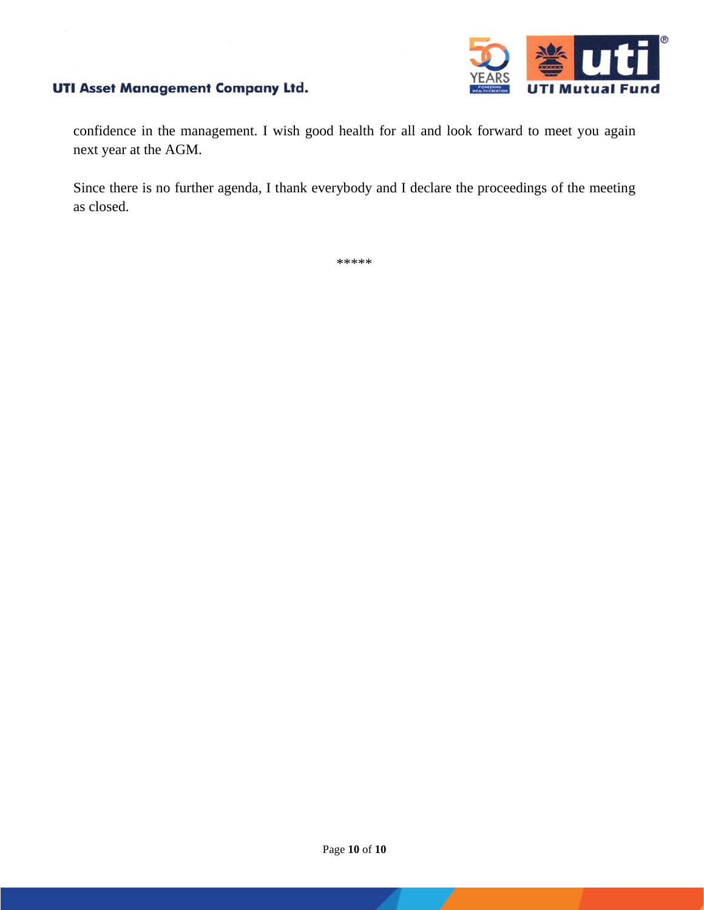confidence in the management. I wish good health for all and look forward to meet you again next year at the AGM.

Since there is no further agenda, I thank everybody and I declare the proceedings of the meeting as closed.

*****